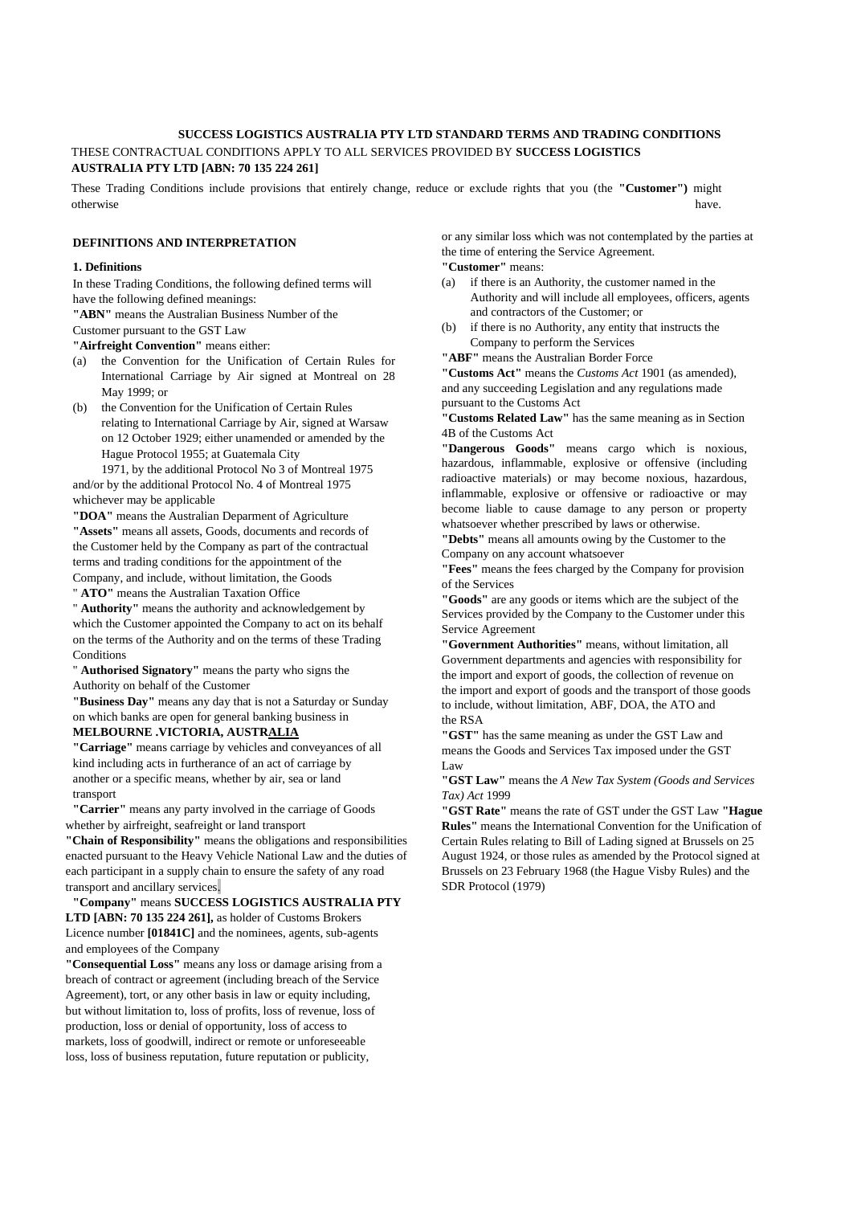**SUCCESS LOGISTICS AUSTRALIA PTY LTD STANDARD TERMS AND TRADING CONDITIONS**

THESE CONTRACTUAL CONDITIONS APPLY TO ALL SERVICES PROVIDED BY **SUCCESS LOGISTICS AUSTRALIA PTY LTD [ABN: 70 135 224 261]**

These Trading Conditions include provisions that entirely change, reduce or exclude rights that you (the **"Customer")** might otherwise have.

## DEFINITIONS AND INTERPRETATION

### 1. Definitions

In these Trading Conditions, the following defined terms will have the following defined meanings:

**"ABN"** means the Australian Business Number of the Customer pursuant to the GST Law

**"Airfreight Convention"** means either:

(a) the Convention for the Unification of Certain Rules for International Carriage by Air signed at Montreal on 28 May 1999; or

(b) the Convention for the Unification of Certain Rules relating to International Carriage by Air, signed at Warsaw on 12 October 1929; either unamended or amended by the Hague Protocol 1955; at Guatemala City 1971, by the additional Protocol No 3 of Montreal 1975

and/or by the additional Protocol No. 4 of Montreal 1975 whichever may be applicable

**"DOA"** means the Australian Deparment of Agriculture

**"Assets"** means all assets, Goods, documents and records of the Customer held by the Company as part of the contractual terms and trading conditions for the appointment of the Company, and include, without limitation, the Goods

" **ATO"** means the Australian Taxation Office

" **Authority"** means the authority and acknowledgement by which the Customer appointed the Company to act on its behalf on the terms of the Authority and on the terms of these Trading Conditions

" **Authorised Signatory"** means the party who signs the Authority on behalf of the Customer

**"Business Day"** means any day that is not a Saturday or Sunday on which banks are open for general banking business in **MELBOURNE .VICTORIA, AUSTRALIA**

**"Carriage"** means carriage by vehicles and conveyances of all kind including acts in furtherance of an act of carriage by another or a specific means, whether by air, sea or land transport

**"Carrier"** means any party involved in the carriage of Goods whether by airfreight, seafreight or land transport

**"Chain of Responsibility"** means the obligations and responsibilities enacted pursuant to the Heavy Vehicle National Law and the duties of each participant in a supply chain to ensure the safety of any road transport and ancillary services,

**"Company"** means **SUCCESS LOGISTICS AUSTRALIA PTY LTD [ABN: 70 135 224 261],** as holder of Customs Brokers Licence number **[01841C]** and the nominees, agents, sub-agents and employees of the Company

**"Consequential Loss"** means any loss or damage arising from a breach of contract or agreement (including breach of the Service Agreement), tort, or any other basis in law or equity including, but without limitation to, loss of profits, loss of revenue, loss of production, loss or denial of opportunity, loss of access to markets, loss of goodwill, indirect or remote or unforeseeable loss, loss of business reputation, future reputation or publicity, or any similar loss which was not contemplated by the parties at the time of entering the Service Agreement.

**"Customer"** means:

(a) if there is an Authority, the customer named in the Authority and will include all employees, officers, agents and contractors of the Customer; or

(b) if there is no Authority, any entity that instructs the Company to perform the Services

**"ABF"** means the Australian Border Force

**"Customs Act"** means the *Customs Act* 1901 (as amended), and any succeeding Legislation and any regulations made pursuant to the Customs Act

**"Customs Related Law"** has the same meaning as in Section 4B of the Customs Act

**"Dangerous Goods"** means cargo which is noxious, hazardous, inflammable, explosive or offensive (including radioactive materials) or may become noxious, hazardous, inflammable, explosive or offensive or radioactive or may become liable to cause damage to any person or property whatsoever whether prescribed by laws or otherwise.

**"Debts"** means all amounts owing by the Customer to the Company on any account whatsoever

**"Fees"** means the fees charged by the Company for provision of the Services

**"Goods"** are any goods or items which are the subject of the Services provided by the Company to the Customer under this Service Agreement

**"Government Authorities"** means, without limitation, all Government departments and agencies with responsibility for the import and export of goods, the collection of revenue on the import and export of goods and the transport of those goods to include, without limitation, ABF, DOA, the ATO and the RSA

**"GST"** has the same meaning as under the GST Law and means the Goods and Services Tax imposed under the GST Law

**"GST Law"** means the *A New Tax System (Goods and Services Tax) Act* 1999

**"GST Rate"** means the rate of GST under the GST Law

**"Hague Rules"** means the International Convention for the Unification of Certain Rules relating to Bill of Lading signed at Brussels on 25 August 1924, or those rules as amended by the Protocol signed at Brussels on 23 February 1968 (the Hague Visby Rules) and the SDR Protocol (1979)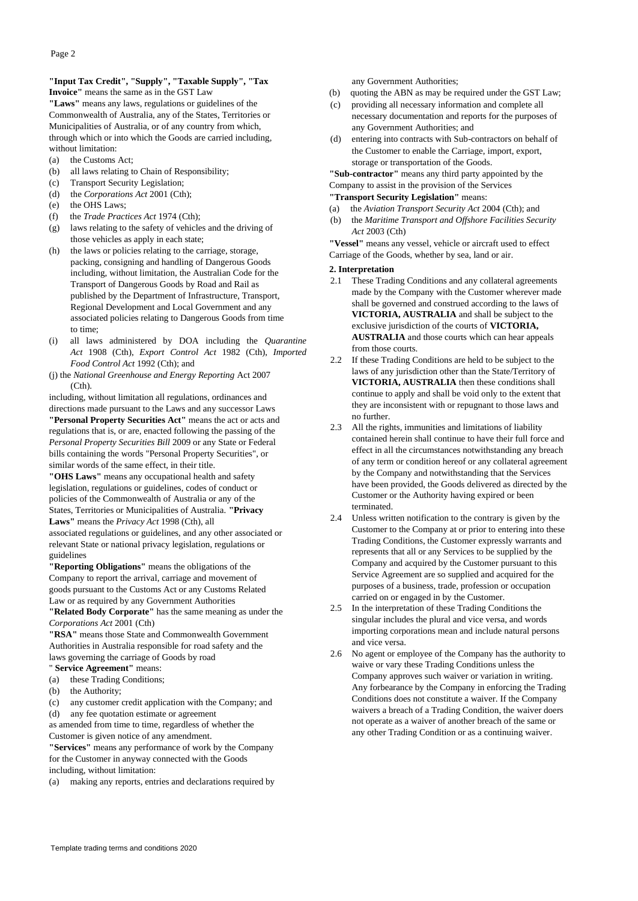**"Input Tax Credit", "Supply", "Taxable Supply", "Tax Invoice"** means the same as in the GST Law

**"Laws"** means any laws, regulations or guidelines of the Commonwealth of Australia, any of the States, Territories or Municipalities of Australia, or of any country from which, through which or into which the Goods are carried including, without limitation:

(a) the Customs Act;
(b) all laws relating to Chain of Responsibility;
(c) Transport Security Legislation;
(d) the *Corporations Act* 2001 (Cth);
(e) the OHS Laws;
(f) the *Trade Practices Act* 1974 (Cth);
(g) laws relating to the safety of vehicles and the driving of those vehicles as apply in each state;
(h) the laws or policies relating to the carriage, storage, packing, consigning and handling of Dangerous Goods including, without limitation, the Australian Code for the Transport of Dangerous Goods by Road and Rail as published by the Department of Infrastructure, Transport, Regional Development and Local Government and any associated policies relating to Dangerous Goods from time to time;
(i) all laws administered by DOA including the *Quarantine Act* 1908 (Cth), *Export Control Act* 1982 (Cth), *Imported Food Control Act* 1992 (Cth); and
(j) the *National Greenhouse and Energy Reporting* Act 2007 (Cth).

including, without limitation all regulations, ordinances and directions made pursuant to the Laws and any successor Laws

**"Personal Property Securities Act"** means the act or acts and regulations that is, or are, enacted following the passing of the *Personal Property Securities Bill* 2009 or any State or Federal bills containing the words "Personal Property Securities", or similar words of the same effect, in their title.

**"OHS Laws"** means any occupational health and safety legislation, regulations or guidelines, codes of conduct or policies of the Commonwealth of Australia or any of the States, Territories or Municipalities of Australia.

**"Privacy Laws"** means the *Privacy Act* 1998 (Cth), all associated regulations or guidelines, and any other associated or relevant State or national privacy legislation, regulations or guidelines

**"Reporting Obligations"** means the obligations of the Company to report the arrival, carriage and movement of goods pursuant to the Customs Act or any Customs Related Law or as required by any Government Authorities

**"Related Body Corporate"** has the same meaning as under the *Corporations Act* 2001 (Cth)

**"RSA"** means those State and Commonwealth Government Authorities in Australia responsible for road safety and the laws governing the carriage of Goods by road

" **Service Agreement"** means:

(a) these Trading Conditions;
(b) the Authority;
(c) any customer credit application with the Company; and
(d) any fee quotation estimate or agreement

as amended from time to time, regardless of whether the Customer is given notice of any amendment.

**"Services"** means any performance of work by the Company for the Customer in anyway connected with the Goods including, without limitation:

(a) making any reports, entries and declarations required by any Government Authorities;
(b) quoting the ABN as may be required under the GST Law;
(c) providing all necessary information and complete all necessary documentation and reports for the purposes of any Government Authorities; and
(d) entering into contracts with Sub-contractors on behalf of the Customer to enable the Carriage, import, export, storage or transportation of the Goods.

**"Sub-contractor"** means any third party appointed by the Company to assist in the provision of the Services

**"Transport Security Legislation"** means:

(a) the *Aviation Transport Security Act* 2004 (Cth); and
(b) the *Maritime Transport and Offshore Facilities Security Act* 2003 (Cth)

**"Vessel"** means any vessel, vehicle or aircraft used to effect Carriage of the Goods, whether by sea, land or air.

**2. Interpretation**

2.1 These Trading Conditions and any collateral agreements made by the Company with the Customer wherever made shall be governed and construed according to the laws of **VICTORIA, AUSTRALIA** and shall be subject to the exclusive jurisdiction of the courts of **VICTORIA, AUSTRALIA** and those courts which can hear appeals from those courts.

2.2 If these Trading Conditions are held to be subject to the laws of any jurisdiction other than the State/Territory of **VICTORIA, AUSTRALIA** then these conditions shall continue to apply and shall be void only to the extent that they are inconsistent with or repugnant to those laws and no further.

2.3 All the rights, immunities and limitations of liability contained herein shall continue to have their full force and effect in all the circumstances notwithstanding any breach of any term or condition hereof or any collateral agreement by the Company and notwithstanding that the Services have been provided, the Goods delivered as directed by the Customer or the Authority having expired or been terminated.

2.4 Unless written notification to the contrary is given by the Customer to the Company at or prior to entering into these Trading Conditions, the Customer expressly warrants and represents that all or any Services to be supplied by the Company and acquired by the Customer pursuant to this Service Agreement are so supplied and acquired for the purposes of a business, trade, profession or occupation carried on or engaged in by the Customer.

2.5 In the interpretation of these Trading Conditions the singular includes the plural and vice versa, and words importing corporations mean and include natural persons and vice versa.

2.6 No agent or employee of the Company has the authority to waive or vary these Trading Conditions unless the Company approves such waiver or variation in writing. Any forbearance by the Company in enforcing the Trading Conditions does not constitute a waiver. If the Company waivers a breach of a Trading Condition, the waiver doers not operate as a waiver of another breach of the same or any other Trading Condition or as a continuing waiver.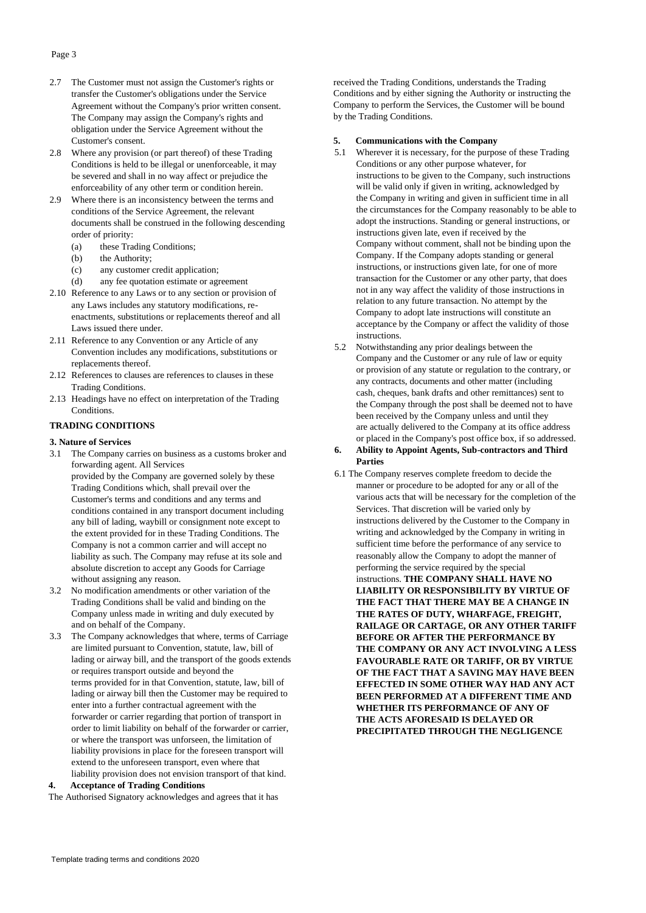2.7 The Customer must not assign the Customer's rights or transfer the Customer's obligations under the Service Agreement without the Company's prior written consent. The Company may assign the Company's rights and obligation under the Service Agreement without the Customer's consent.

2.8 Where any provision (or part thereof) of these Trading Conditions is held to be illegal or unenforceable, it may be severed and shall in no way affect or prejudice the enforceability of any other term or condition herein.

2.9 Where there is an inconsistency between the terms and conditions of the Service Agreement, the relevant documents shall be construed in the following descending order of priority:

- (a) these Trading Conditions;
- (b) the Authority;
- (c) any customer credit application;
- (d) any fee quotation estimate or agreement

2.10 Reference to any Laws or to any section or provision of any Laws includes any statutory modifications, re-enactments, substitutions or replacements thereof and all Laws issued there under.

2.11 Reference to any Convention or any Article of any Convention includes any modifications, substitutions or replacements thereof.

2.12 References to clauses are references to clauses in these Trading Conditions.

2.13 Headings have no effect on interpretation of the Trading Conditions.

## TRADING CONDITIONS

### 3. Nature of Services

3.1 The Company carries on business as a customs broker and forwarding agent. All Services provided by the Company are governed solely by these Trading Conditions which, shall prevail over the Customer's terms and conditions and any terms and conditions contained in any transport document including any bill of lading, waybill or consignment note except to the extent provided for in these Trading Conditions. The Company is not a common carrier and will accept no liability as such. The Company may refuse at its sole and absolute discretion to accept any Goods for Carriage without assigning any reason.

3.2 No modification amendments or other variation of the Trading Conditions shall be valid and binding on the Company unless made in writing and duly executed by and on behalf of the Company.

3.3 The Company acknowledges that where, terms of Carriage are limited pursuant to Convention, statute, law, bill of lading or airway bill, and the transport of the goods extends or requires transport outside and beyond the terms provided for in that Convention, statute, law, bill of lading or airway bill then the Customer may be required to enter into a further contractual agreement with the forwarder or carrier regarding that portion of transport in order to limit liability on behalf of the forwarder or carrier, or where the transport was unforseen, the limitation of liability provisions in place for the foreseen transport will extend to the unforeseen transport, even where that liability provision does not envision transport of that kind.

### 4. Acceptance of Trading Conditions

The Authorised Signatory acknowledges and agrees that it has received the Trading Conditions, understands the Trading Conditions and by either signing the Authority or instructing the Company to perform the Services, the Customer will be bound by the Trading Conditions.

### 5. Communications with the Company

5.1 Wherever it is necessary, for the purpose of these Trading Conditions or any other purpose whatever, for instructions to be given to the Company, such instructions will be valid only if given in writing, acknowledged by the Company in writing and given in sufficient time in all the circumstances for the Company reasonably to be able to adopt the instructions. Standing or general instructions, or instructions given late, even if received by the Company without comment, shall not be binding upon the Company. If the Company adopts standing or general instructions, or instructions given late, for one of more transaction for the Customer or any other party, that does not in any way affect the validity of those instructions in relation to any future transaction. No attempt by the Company to adopt late instructions will constitute an acceptance by the Company or affect the validity of those instructions.

5.2 Notwithstanding any prior dealings between the Company and the Customer or any rule of law or equity or provision of any statute or regulation to the contrary, or any contracts, documents and other matter (including cash, cheques, bank drafts and other remittances) sent to the Company through the post shall be deemed not to have been received by the Company unless and until they are actually delivered to the Company at its office address or placed in the Company's post office box, if so addressed.

### 6. Ability to Appoint Agents, Sub-contractors and Third Parties

6.1 The Company reserves complete freedom to decide the manner or procedure to be adopted for any or all of the various acts that will be necessary for the completion of the Services. That discretion will be varied only by instructions delivered by the Customer to the Company in writing and acknowledged by the Company in writing in sufficient time before the performance of any service to reasonably allow the Company to adopt the manner of performing the service required by the special instructions. **THE COMPANY SHALL HAVE NO LIABILITY OR RESPONSIBILITY BY VIRTUE OF THE FACT THAT THERE MAY BE A CHANGE IN THE RATES OF DUTY, WHARFAGE, FREIGHT, RAILAGE OR CARTAGE, OR ANY OTHER TARIFF BEFORE OR AFTER THE PERFORMANCE BY THE COMPANY OR ANY ACT INVOLVING A LESS FAVOURABLE RATE OR TARIFF, OR BY VIRTUE OF THE FACT THAT A SAVING MAY HAVE BEEN EFFECTED IN SOME OTHER WAY HAD ANY ACT BEEN PERFORMED AT A DIFFERENT TIME AND WHETHER ITS PERFORMANCE OF ANY OF THE ACTS AFORESAID IS DELAYED OR PRECIPITATED THROUGH THE NEGLIGENCE**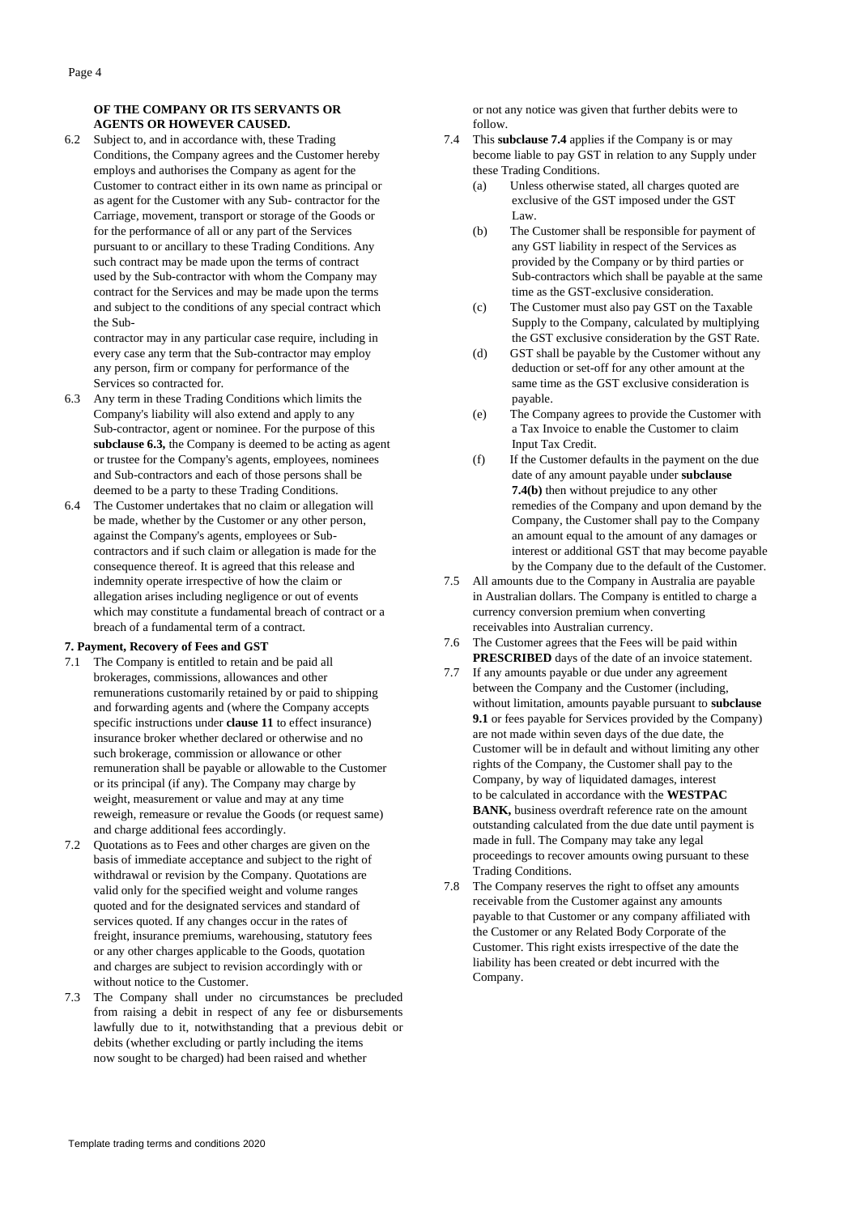**OF THE COMPANY OR ITS SERVANTS OR AGENTS OR HOWEVER CAUSED.**

6.2 Subject to, and in accordance with, these Trading Conditions, the Company agrees and the Customer hereby employs and authorises the Company as agent for the Customer to contract either in its own name as principal or as agent for the Customer with any Sub- contractor for the Carriage, movement, transport or storage of the Goods or for the performance of all or any part of the Services pursuant to or ancillary to these Trading Conditions. Any such contract may be made upon the terms of contract used by the Sub-contractor with whom the Company may contract for the Services and may be made upon the terms and subject to the conditions of any special contract which the Sub-contractor may in any particular case require, including in every case any term that the Sub-contractor may employ any person, firm or company for performance of the Services so contracted for.

6.3 Any term in these Trading Conditions which limits the Company's liability will also extend and apply to any Sub-contractor, agent or nominee. For the purpose of this **subclause 6.3,** the Company is deemed to be acting as agent or trustee for the Company's agents, employees, nominees and Sub-contractors and each of those persons shall be deemed to be a party to these Trading Conditions.

6.4 The Customer undertakes that no claim or allegation will be made, whether by the Customer or any other person, against the Company's agents, employees or Sub-contractors and if such claim or allegation is made for the consequence thereof. It is agreed that this release and indemnity operate irrespective of how the claim or allegation arises including negligence or out of events which may constitute a fundamental breach of contract or a breach of a fundamental term of a contract.

**7. Payment, Recovery of Fees and GST**

7.1 The Company is entitled to retain and be paid all brokerages, commissions, allowances and other remunerations customarily retained by or paid to shipping and forwarding agents and (where the Company accepts specific instructions under **clause 11** to effect insurance) insurance broker whether declared or otherwise and no such brokerage, commission or allowance or other remuneration shall be payable or allowable to the Customer or its principal (if any). The Company may charge by weight, measurement or value and may at any time reweigh, remeasure or revalue the Goods (or request same) and charge additional fees accordingly.

7.2 Quotations as to Fees and other charges are given on the basis of immediate acceptance and subject to the right of withdrawal or revision by the Company. Quotations are valid only for the specified weight and volume ranges quoted and for the designated services and standard of services quoted. If any changes occur in the rates of freight, insurance premiums, warehousing, statutory fees or any other charges applicable to the Goods, quotation and charges are subject to revision accordingly with or without notice to the Customer.

7.3 The Company shall under no circumstances be precluded from raising a debit in respect of any fee or disbursements lawfully due to it, notwithstanding that a previous debit or debits (whether excluding or partly including the items now sought to be charged) had been raised and whether or not any notice was given that further debits were to follow.

7.4 This **subclause 7.4** applies if the Company is or may become liable to pay GST in relation to any Supply under these Trading Conditions.

(a) Unless otherwise stated, all charges quoted are exclusive of the GST imposed under the GST Law.

(b) The Customer shall be responsible for payment of any GST liability in respect of the Services as provided by the Company or by third parties or Sub-contractors which shall be payable at the same time as the GST-exclusive consideration.

(c) The Customer must also pay GST on the Taxable Supply to the Company, calculated by multiplying the GST exclusive consideration by the GST Rate.

(d) GST shall be payable by the Customer without any deduction or set-off for any other amount at the same time as the GST exclusive consideration is payable.

(e) The Company agrees to provide the Customer with a Tax Invoice to enable the Customer to claim Input Tax Credit.

(f) If the Customer defaults in the payment on the due date of any amount payable under **subclause 7.4(b)** then without prejudice to any other remedies of the Company and upon demand by the Company, the Customer shall pay to the Company an amount equal to the amount of any damages or interest or additional GST that may become payable by the Company due to the default of the Customer.

7.5 All amounts due to the Company in Australia are payable in Australian dollars. The Company is entitled to charge a currency conversion premium when converting receivables into Australian currency.

7.6 The Customer agrees that the Fees will be paid within **PRESCRIBED** days of the date of an invoice statement.

7.7 If any amounts payable or due under any agreement between the Company and the Customer (including, without limitation, amounts payable pursuant to **subclause 9.1** or fees payable for Services provided by the Company) are not made within seven days of the due date, the Customer will be in default and without limiting any other rights of the Company, the Customer shall pay to the Company, by way of liquidated damages, interest to be calculated in accordance with the **WESTPAC BANK,** business overdraft reference rate on the amount outstanding calculated from the due date until payment is made in full. The Company may take any legal proceedings to recover amounts owing pursuant to these Trading Conditions.

7.8 The Company reserves the right to offset any amounts receivable from the Customer against any amounts payable to that Customer or any company affiliated with the Customer or any Related Body Corporate of the Customer. This right exists irrespective of the date the liability has been created or debt incurred with the Company.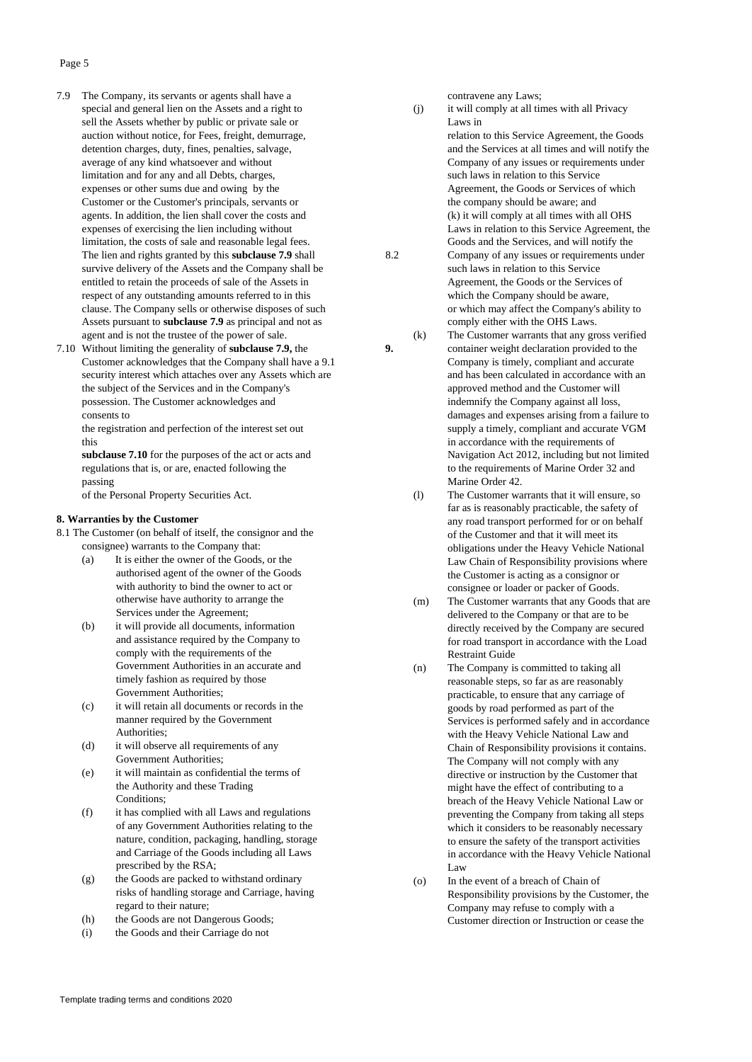7.9 The Company, its servants or agents shall have a special and general lien on the Assets and a right to sell the Assets whether by public or private sale or auction without notice, for Fees, freight, demurrage, detention charges, duty, fines, penalties, salvage, average of any kind whatsoever and without limitation and for any and all Debts, charges, expenses or other sums due and owing by the Customer or the Customer's principals, servants or agents. In addition, the lien shall cover the costs and expenses of exercising the lien including without limitation, the costs of sale and reasonable legal fees. The lien and rights granted by this **subclause 7.9** shall survive delivery of the Assets and the Company shall be entitled to retain the proceeds of sale of the Assets in respect of any outstanding amounts referred to in this clause. The Company sells or otherwise disposes of such Assets pursuant to **subclause 7.9** as principal and not as agent and is not the trustee of the power of sale.

7.10 Without limiting the generality of **subclause 7.9,** the Customer acknowledges that the Company shall have a 9.1 security interest which attaches over any Assets which are the subject of the Services and in the Company's possession. The Customer acknowledges and consents to the registration and perfection of the interest set out this **subclause 7.10** for the purposes of the act or acts and regulations that is, or are, enacted following the passing of the Personal Property Securities Act.

**8. Warranties by the Customer**

8.1 The Customer (on behalf of itself, the consignor and the consignee) warrants to the Company that:

(a) It is either the owner of the Goods, or the authorised agent of the owner of the Goods with authority to bind the owner to act or otherwise have authority to arrange the Services under the Agreement;

(b) it will provide all documents, information and assistance required by the Company to comply with the requirements of the Government Authorities in an accurate and timely fashion as required by those Government Authorities;

(c) it will retain all documents or records in the manner required by the Government Authorities;

(d) it will observe all requirements of any Government Authorities;

(e) it will maintain as confidential the terms of the Authority and these Trading Conditions;

(f) it has complied with all Laws and regulations of any Government Authorities relating to the nature, condition, packaging, handling, storage and Carriage of the Goods including all Laws prescribed by the RSA;

(g) the Goods are packed to withstand ordinary risks of handling storage and Carriage, having regard to their nature;

(h) the Goods are not Dangerous Goods;

(i) the Goods and their Carriage do not contravene any Laws;

(j) it will comply at all times with all Privacy Laws in relation to this Service Agreement, the Goods and the Services at all times and will notify the Company of any issues or requirements under such laws in relation to this Service Agreement, the Goods or Services of which the company should be aware; and

(k) it will comply at all times with all OHS Laws in relation to this Service Agreement, the Goods and the Services, and will notify the 8.2 Company of any issues or requirements under such laws in relation to this Service Agreement, the Goods or the Services of which the Company should be aware, or which may affect the Company's ability to comply either with the OHS Laws.

(k) The Customer warrants that any gross verified **9.** container weight declaration provided to the Company is timely, compliant and accurate and has been calculated in accordance with an approved method and the Customer will indemnify the Company against all loss, damages and expenses arising from a failure to supply a timely, compliant and accurate VGM in accordance with the requirements of Navigation Act 2012, including but not limited to the requirements of Marine Order 32 and Marine Order 42.

(l) The Customer warrants that it will ensure, so far as is reasonably practicable, the safety of any road transport performed for or on behalf of the Customer and that it will meet its obligations under the Heavy Vehicle National Law Chain of Responsibility provisions where the Customer is acting as a consignor or consignee or loader or packer of Goods.

(m) The Customer warrants that any Goods that are delivered to the Company or that are to be directly received by the Company are secured for road transport in accordance with the Load Restraint Guide

(n) The Company is committed to taking all reasonable steps, so far as are reasonably practicable, to ensure that any carriage of goods by road performed as part of the Services is performed safely and in accordance with the Heavy Vehicle National Law and Chain of Responsibility provisions it contains. The Company will not comply with any directive or instruction by the Customer that might have the effect of contributing to a breach of the Heavy Vehicle National Law or preventing the Company from taking all steps which it considers to be reasonably necessary to ensure the safety of the transport activities in accordance with the Heavy Vehicle National Law

(o) In the event of a breach of Chain of Responsibility provisions by the Customer, the Company may refuse to comply with a Customer direction or Instruction or cease the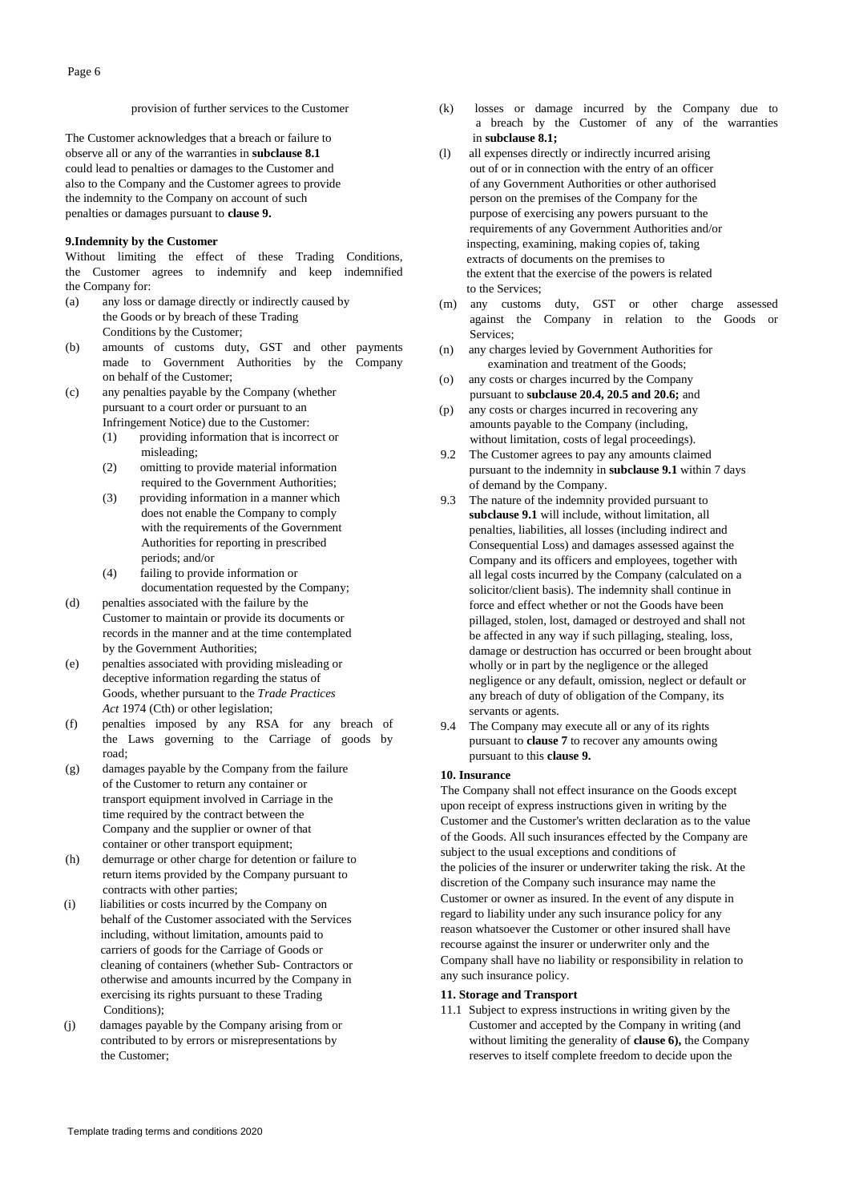provision of further services to the Customer

The Customer acknowledges that a breach or failure to observe all or any of the warranties in **subclause 8.1** could lead to penalties or damages to the Customer and also to the Company and the Customer agrees to provide the indemnity to the Company on account of such penalties or damages pursuant to **clause 9.**

**9.Indemnity by the Customer**

Without limiting the effect of these Trading Conditions, the Customer agrees to indemnify and keep indemnified the Company for:

(a) any loss or damage directly or indirectly caused by the Goods or by breach of these Trading Conditions by the Customer;

(b) amounts of customs duty, GST and other payments made to Government Authorities by the Company on behalf of the Customer;

(c) any penalties payable by the Company (whether pursuant to a court order or pursuant to an Infringement Notice) due to the Customer:
   (1) providing information that is incorrect or misleading;
   (2) omitting to provide material information required to the Government Authorities;
   (3) providing information in a manner which does not enable the Company to comply with the requirements of the Government Authorities for reporting in prescribed periods; and/or
   (4) failing to provide information or documentation requested by the Company;

(d) penalties associated with the failure by the Customer to maintain or provide its documents or records in the manner and at the time contemplated by the Government Authorities;

(e) penalties associated with providing misleading or deceptive information regarding the status of Goods, whether pursuant to the *Trade Practices Act* 1974 (Cth) or other legislation;

(f) penalties imposed by any RSA for any breach of the Laws governing to the Carriage of goods by road;

(g) damages payable by the Company from the failure of the Customer to return any container or transport equipment involved in Carriage in the time required by the contract between the Company and the supplier or owner of that container or other transport equipment;

(h) demurrage or other charge for detention or failure to return items provided by the Company pursuant to contracts with other parties;

(i) liabilities or costs incurred by the Company on behalf of the Customer associated with the Services including, without limitation, amounts paid to carriers of goods for the Carriage of Goods or cleaning of containers (whether Sub- Contractors or otherwise and amounts incurred by the Company in exercising its rights pursuant to these Trading Conditions);

(j) damages payable by the Company arising from or contributed to by errors or misrepresentations by the Customer;

(k) losses or damage incurred by the Company due to a breach by the Customer of any of the warranties in **subclause 8.1;**

(l) all expenses directly or indirectly incurred arising out of or in connection with the entry of an officer of any Government Authorities or other authorised person on the premises of the Company for the purpose of exercising any powers pursuant to the requirements of any Government Authorities and/or inspecting, examining, making copies of, taking extracts of documents on the premises to the extent that the exercise of the powers is related to the Services;

(m) any customs duty, GST or other charge assessed against the Company in relation to the Goods or Services;

(n) any charges levied by Government Authorities for examination and treatment of the Goods;

(o) any costs or charges incurred by the Company pursuant to **subclause 20.4, 20.5 and 20.6;** and

(p) any costs or charges incurred in recovering any amounts payable to the Company (including, without limitation, costs of legal proceedings).

9.2 The Customer agrees to pay any amounts claimed pursuant to the indemnity in **subclause 9.1** within 7 days of demand by the Company.

9.3 The nature of the indemnity provided pursuant to **subclause 9.1** will include, without limitation, all penalties, liabilities, all losses (including indirect and Consequential Loss) and damages assessed against the Company and its officers and employees, together with all legal costs incurred by the Company (calculated on a solicitor/client basis). The indemnity shall continue in force and effect whether or not the Goods have been pillaged, stolen, lost, damaged or destroyed and shall not be affected in any way if such pillaging, stealing, loss, damage or destruction has occurred or been brought about wholly or in part by the negligence or the alleged negligence or any default, omission, neglect or default or any breach of duty of obligation of the Company, its servants or agents.

9.4 The Company may execute all or any of its rights pursuant to **clause 7** to recover any amounts owing pursuant to this **clause 9.**

**10. Insurance**

The Company shall not effect insurance on the Goods except upon receipt of express instructions given in writing by the Customer and the Customer's written declaration as to the value of the Goods. All such insurances effected by the Company are subject to the usual exceptions and conditions of the policies of the insurer or underwriter taking the risk. At the discretion of the Company such insurance may name the Customer or owner as insured. In the event of any dispute in regard to liability under any such insurance policy for any reason whatsoever the Customer or other insured shall have recourse against the insurer or underwriter only and the Company shall have no liability or responsibility in relation to any such insurance policy.

**11. Storage and Transport**

11.1 Subject to express instructions in writing given by the Customer and accepted by the Company in writing (and without limiting the generality of **clause 6),** the Company reserves to itself complete freedom to decide upon the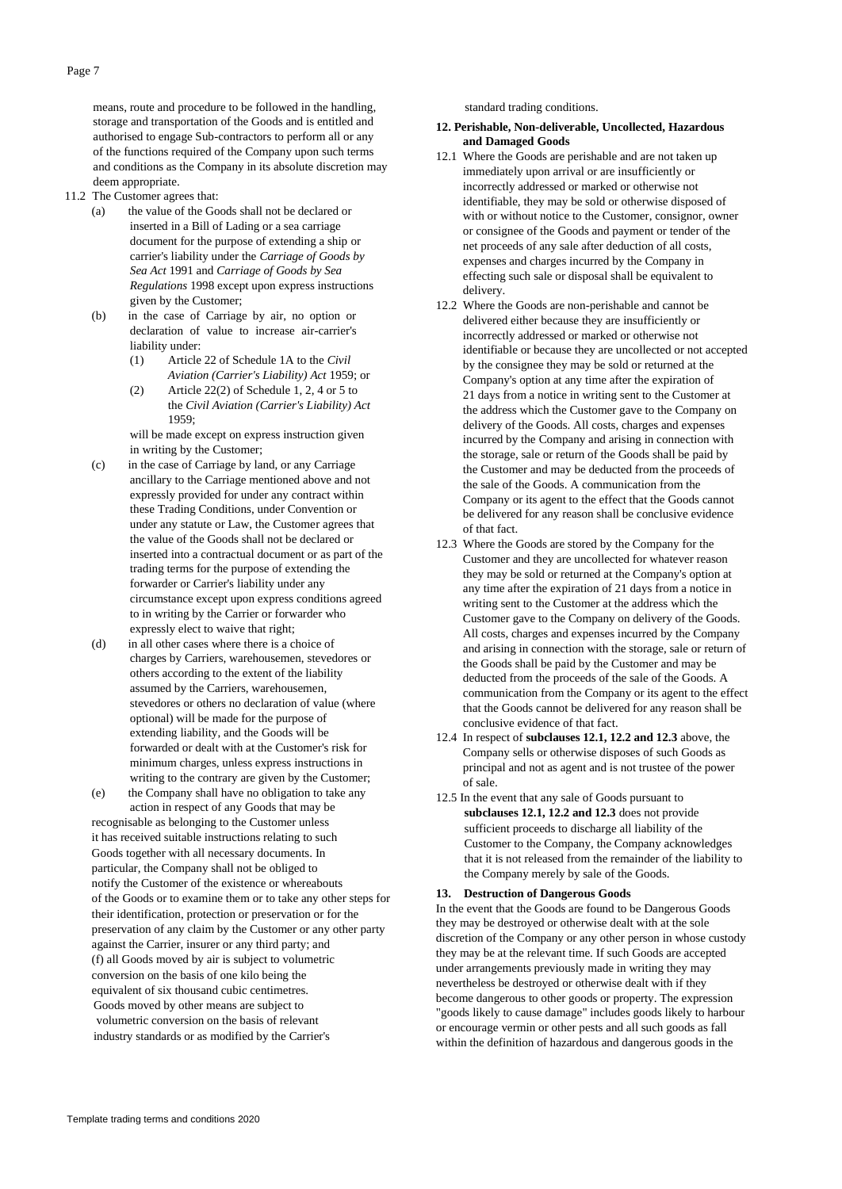means, route and procedure to be followed in the handling, storage and transportation of the Goods and is entitled and authorised to engage Sub-contractors to perform all or any of the functions required of the Company upon such terms and conditions as the Company in its absolute discretion may deem appropriate.

11.2 The Customer agrees that:

(a) the value of the Goods shall not be declared or inserted in a Bill of Lading or a sea carriage document for the purpose of extending a ship or carrier's liability under the *Carriage of Goods by Sea Act* 1991 and *Carriage of Goods by Sea Regulations* 1998 except upon express instructions given by the Customer;

(b) in the case of Carriage by air, no option or declaration of value to increase air-carrier's liability under:

(1) Article 22 of Schedule 1A to the *Civil Aviation (Carrier's Liability) Act* 1959; or

(2) Article 22(2) of Schedule 1, 2, 4 or 5 to the *Civil Aviation (Carrier's Liability) Act* 1959;

will be made except on express instruction given in writing by the Customer;

(c) in the case of Carriage by land, or any Carriage ancillary to the Carriage mentioned above and not expressly provided for under any contract within these Trading Conditions, under Convention or under any statute or Law, the Customer agrees that the value of the Goods shall not be declared or inserted into a contractual document or as part of the trading terms for the purpose of extending the forwarder or Carrier's liability under any circumstance except upon express conditions agreed to in writing by the Carrier or forwarder who expressly elect to waive that right;

(d) in all other cases where there is a choice of charges by Carriers, warehousemen, stevedores or others according to the extent of the liability assumed by the Carriers, warehousemen, stevedores or others no declaration of value (where optional) will be made for the purpose of extending liability, and the Goods will be forwarded or dealt with at the Customer's risk for minimum charges, unless express instructions in writing to the contrary are given by the Customer;

(e) the Company shall have no obligation to take any action in respect of any Goods that may be recognisable as belonging to the Customer unless it has received suitable instructions relating to such Goods together with all necessary documents. In particular, the Company shall not be obliged to notify the Customer of the existence or whereabouts of the Goods or to examine them or to take any other steps for their identification, protection or preservation or for the preservation of any claim by the Customer or any other party against the Carrier, insurer or any third party; and

(f) all Goods moved by air is subject to volumetric conversion on the basis of one kilo being the equivalent of six thousand cubic centimetres. Goods moved by other means are subject to volumetric conversion on the basis of relevant industry standards or as modified by the Carrier's standard trading conditions.

## 12. Perishable, Non-deliverable, Uncollected, Hazardous and Damaged Goods

12.1 Where the Goods are perishable and are not taken up immediately upon arrival or are insufficiently or incorrectly addressed or marked or otherwise not identifiable, they may be sold or otherwise disposed of with or without notice to the Customer, consignor, owner or consignee of the Goods and payment or tender of the net proceeds of any sale after deduction of all costs, expenses and charges incurred by the Company in effecting such sale or disposal shall be equivalent to delivery.

12.2 Where the Goods are non-perishable and cannot be delivered either because they are insufficiently or incorrectly addressed or marked or otherwise not identifiable or because they are uncollected or not accepted by the consignee they may be sold or returned at the Company's option at any time after the expiration of 21 days from a notice in writing sent to the Customer at the address which the Customer gave to the Company on delivery of the Goods. All costs, charges and expenses incurred by the Company and arising in connection with the storage, sale or return of the Goods shall be paid by the Customer and may be deducted from the proceeds of the sale of the Goods. A communication from the Company or its agent to the effect that the Goods cannot be delivered for any reason shall be conclusive evidence of that fact.

12.3 Where the Goods are stored by the Company for the Customer and they are uncollected for whatever reason they may be sold or returned at the Company's option at any time after the expiration of 21 days from a notice in writing sent to the Customer at the address which the Customer gave to the Company on delivery of the Goods. All costs, charges and expenses incurred by the Company and arising in connection with the storage, sale or return of the Goods shall be paid by the Customer and may be deducted from the proceeds of the sale of the Goods. A communication from the Company or its agent to the effect that the Goods cannot be delivered for any reason shall be conclusive evidence of that fact.

12.4 In respect of **subclauses 12.1, 12.2 and 12.3** above, the Company sells or otherwise disposes of such Goods as principal and not as agent and is not trustee of the power of sale.

12.5 In the event that any sale of Goods pursuant to **subclauses 12.1, 12.2 and 12.3** does not provide sufficient proceeds to discharge all liability of the Customer to the Company, the Company acknowledges that it is not released from the remainder of the liability to the Company merely by sale of the Goods.

## 13. Destruction of Dangerous Goods

In the event that the Goods are found to be Dangerous Goods they may be destroyed or otherwise dealt with at the sole discretion of the Company or any other person in whose custody they may be at the relevant time. If such Goods are accepted under arrangements previously made in writing they may nevertheless be destroyed or otherwise dealt with if they become dangerous to other goods or property. The expression "goods likely to cause damage" includes goods likely to harbour or encourage vermin or other pests and all such goods as fall within the definition of hazardous and dangerous goods in the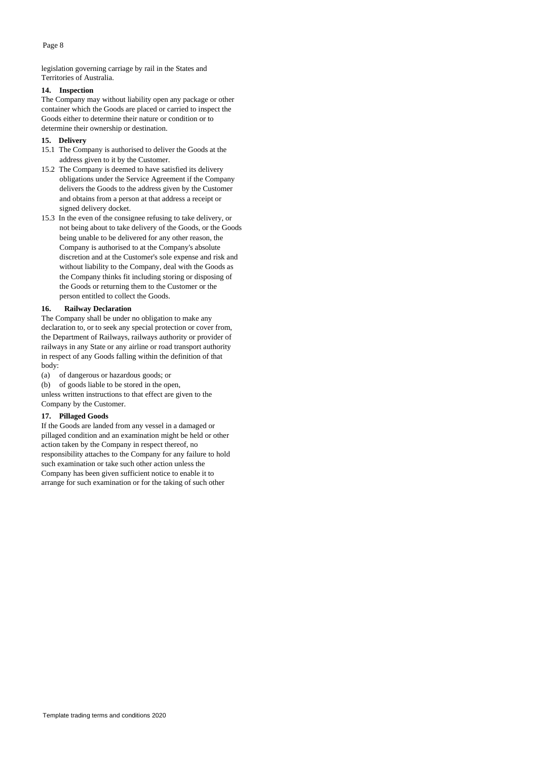legislation governing carriage by rail in the States and Territories of Australia.

**14. Inspection**

The Company may without liability open any package or other container which the Goods are placed or carried to inspect the Goods either to determine their nature or condition or to determine their ownership or destination.

**15. Delivery**

15.1 The Company is authorised to deliver the Goods at the address given to it by the Customer.

15.2 The Company is deemed to have satisfied its delivery obligations under the Service Agreement if the Company delivers the Goods to the address given by the Customer and obtains from a person at that address a receipt or signed delivery docket.

15.3 In the even of the consignee refusing to take delivery, or not being about to take delivery of the Goods, or the Goods being unable to be delivered for any other reason, the Company is authorised to at the Company's absolute discretion and at the Customer's sole expense and risk and without liability to the Company, deal with the Goods as the Company thinks fit including storing or disposing of the Goods or returning them to the Customer or the person entitled to collect the Goods.

**16. Railway Declaration**

The Company shall be under no obligation to make any declaration to, or to seek any special protection or cover from, the Department of Railways, railways authority or provider of railways in any State or any airline or road transport authority in respect of any Goods falling within the definition of that body:

(a) of dangerous or hazardous goods; or

(b) of goods liable to be stored in the open,

unless written instructions to that effect are given to the Company by the Customer.

**17. Pillaged Goods**

If the Goods are landed from any vessel in a damaged or pillaged condition and an examination might be held or other action taken by the Company in respect thereof, no responsibility attaches to the Company for any failure to hold such examination or take such other action unless the Company has been given sufficient notice to enable it to arrange for such examination or for the taking of such other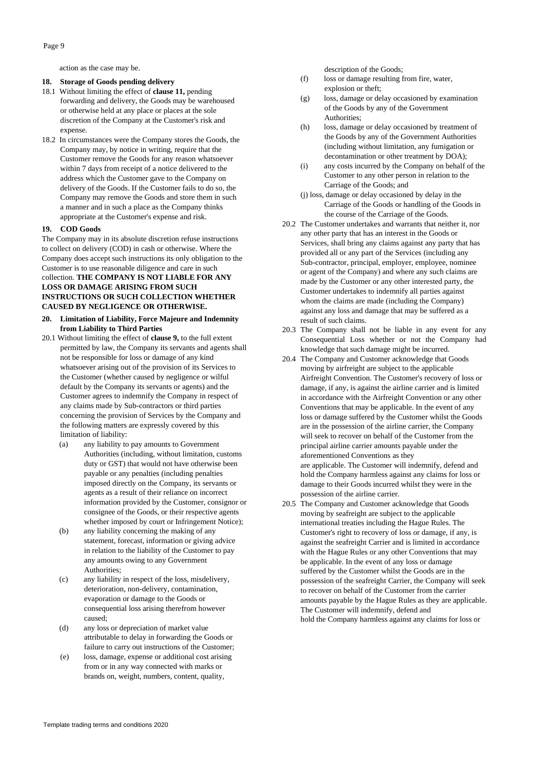action as the case may be.

**18. Storage of Goods pending delivery**

18.1 Without limiting the effect of **clause 11,** pending forwarding and delivery, the Goods may be warehoused or otherwise held at any place or places at the sole discretion of the Company at the Customer's risk and expense.

18.2 In circumstances were the Company stores the Goods, the Company may, by notice in writing, require that the Customer remove the Goods for any reason whatsoever within 7 days from receipt of a notice delivered to the address which the Customer gave to the Company on delivery of the Goods. If the Customer fails to do so, the Company may remove the Goods and store them in such a manner and in such a place as the Company thinks appropriate at the Customer's expense and risk.

**19. COD Goods**

The Company may in its absolute discretion refuse instructions to collect on delivery (COD) in cash or otherwise. Where the Company does accept such instructions its only obligation to the Customer is to use reasonable diligence and care in such collection. **THE COMPANY IS NOT LIABLE FOR ANY LOSS OR DAMAGE ARISING FROM SUCH INSTRUCTIONS OR SUCH COLLECTION WHETHER CAUSED BY NEGLIGENCE OR OTHERWISE.**

**20. Limitation of Liability, Force Majeure and Indemnity from Liability to Third Parties**

20.1 Without limiting the effect of **clause 9,** to the full extent permitted by law, the Company its servants and agents shall not be responsible for loss or damage of any kind whatsoever arising out of the provision of its Services to the Customer (whether caused by negligence or wilful default by the Company its servants or agents) and the Customer agrees to indemnify the Company in respect of any claims made by Sub-contractors or third parties concerning the provision of Services by the Company and the following matters are expressly covered by this limitation of liability:

- (a) any liability to pay amounts to Government Authorities (including, without limitation, customs duty or GST) that would not have otherwise been payable or any penalties (including penalties imposed directly on the Company, its servants or agents as a result of their reliance on incorrect information provided by the Customer, consignor or consignee of the Goods, or their respective agents whether imposed by court or Infringement Notice);
- (b) any liability concerning the making of any statement, forecast, information or giving advice in relation to the liability of the Customer to pay any amounts owing to any Government Authorities;
- (c) any liability in respect of the loss, misdelivery, deterioration, non-delivery, contamination, evaporation or damage to the Goods or consequential loss arising therefrom however caused;
- (d) any loss or depreciation of market value attributable to delay in forwarding the Goods or failure to carry out instructions of the Customer;
- (e) loss, damage, expense or additional cost arising from or in any way connected with marks or brands on, weight, numbers, content, quality, description of the Goods;
- (f) loss or damage resulting from fire, water, explosion or theft;
- (g) loss, damage or delay occasioned by examination of the Goods by any of the Government Authorities;
- (h) loss, damage or delay occasioned by treatment of the Goods by any of the Government Authorities (including without limitation, any fumigation or decontamination or other treatment by DOA);
- (i) any costs incurred by the Company on behalf of the Customer to any other person in relation to the Carriage of the Goods; and
- (j) loss, damage or delay occasioned by delay in the Carriage of the Goods or handling of the Goods in the course of the Carriage of the Goods.

20.2 The Customer undertakes and warrants that neither it, nor any other party that has an interest in the Goods or Services, shall bring any claims against any party that has provided all or any part of the Services (including any Sub-contractor, principal, employer, employee, nominee or agent of the Company) and where any such claims are made by the Customer or any other interested party, the Customer undertakes to indemnify all parties against whom the claims are made (including the Company) against any loss and damage that may be suffered as a result of such claims.

20.3 The Company shall not be liable in any event for any Consequential Loss whether or not the Company had knowledge that such damage might be incurred.

20.4 The Company and Customer acknowledge that Goods moving by airfreight are subject to the applicable Airfreight Convention. The Customer's recovery of loss or damage, if any, is against the airline carrier and is limited in accordance with the Airfreight Convention or any other Conventions that may be applicable. In the event of any loss or damage suffered by the Customer whilst the Goods are in the possession of the airline carrier, the Company will seek to recover on behalf of the Customer from the principal airline carrier amounts payable under the aforementioned Conventions as they are applicable. The Customer will indemnify, defend and hold the Company harmless against any claims for loss or damage to their Goods incurred whilst they were in the possession of the airline carrier.

20.5 The Company and Customer acknowledge that Goods moving by seafreight are subject to the applicable international treaties including the Hague Rules. The Customer's right to recovery of loss or damage, if any, is against the seafreight Carrier and is limited in accordance with the Hague Rules or any other Conventions that may be applicable. In the event of any loss or damage suffered by the Customer whilst the Goods are in the possession of the seafreight Carrier, the Company will seek to recover on behalf of the Customer from the carrier amounts payable by the Hague Rules as they are applicable. The Customer will indemnify, defend and hold the Company harmless against any claims for loss or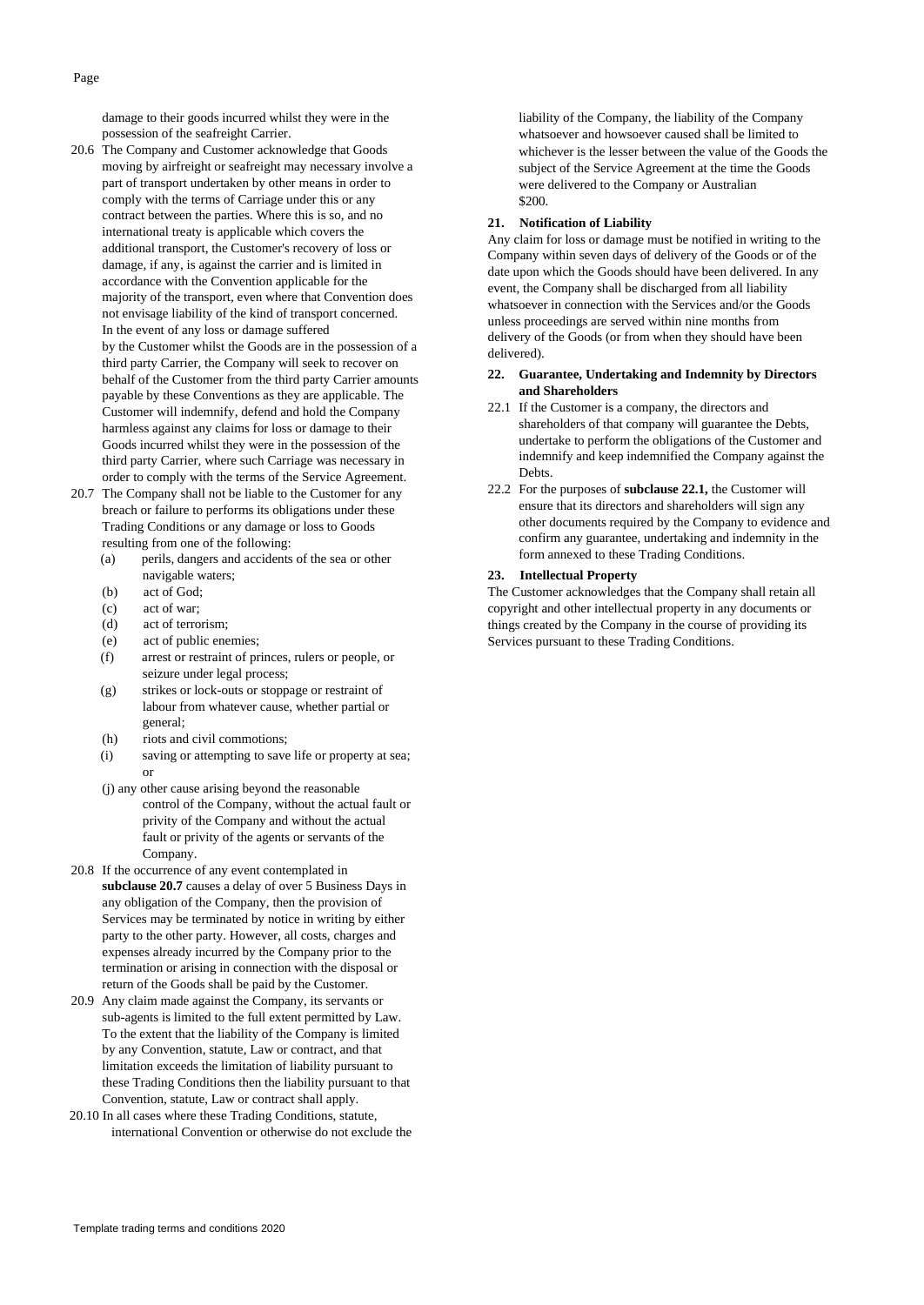damage to their goods incurred whilst they were in the possession of the seafreight Carrier.

20.6 The Company and Customer acknowledge that Goods moving by airfreight or seafreight may necessary involve a part of transport undertaken by other means in order to comply with the terms of Carriage under this or any contract between the parties. Where this is so, and no international treaty is applicable which covers the additional transport, the Customer's recovery of loss or damage, if any, is against the carrier and is limited in accordance with the Convention applicable for the majority of the transport, even where that Convention does not envisage liability of the kind of transport concerned. In the event of any loss or damage suffered by the Customer whilst the Goods are in the possession of a third party Carrier, the Company will seek to recover on behalf of the Customer from the third party Carrier amounts payable by these Conventions as they are applicable. The Customer will indemnify, defend and hold the Company harmless against any claims for loss or damage to their Goods incurred whilst they were in the possession of the third party Carrier, where such Carriage was necessary in order to comply with the terms of the Service Agreement.

20.7 The Company shall not be liable to the Customer for any breach or failure to performs its obligations under these Trading Conditions or any damage or loss to Goods resulting from one of the following:

(a) perils, dangers and accidents of the sea or other navigable waters;
(b) act of God;
(c) act of war;
(d) act of terrorism;
(e) act of public enemies;
(f) arrest or restraint of princes, rulers or people, or seizure under legal process;
(g) strikes or lock-outs or stoppage or restraint of labour from whatever cause, whether partial or general;
(h) riots and civil commotions;
(i) saving or attempting to save life or property at sea; or
(j) any other cause arising beyond the reasonable control of the Company, without the actual fault or privity of the Company and without the actual fault or privity of the agents or servants of the Company.

20.8 If the occurrence of any event contemplated in **subclause 20.7** causes a delay of over 5 Business Days in any obligation of the Company, then the provision of Services may be terminated by notice in writing by either party to the other party. However, all costs, charges and expenses already incurred by the Company prior to the termination or arising in connection with the disposal or return of the Goods shall be paid by the Customer.

20.9 Any claim made against the Company, its servants or sub-agents is limited to the full extent permitted by Law. To the extent that the liability of the Company is limited by any Convention, statute, Law or contract, and that limitation exceeds the limitation of liability pursuant to these Trading Conditions then the liability pursuant to that Convention, statute, Law or contract shall apply.

20.10 In all cases where these Trading Conditions, statute, international Convention or otherwise do not exclude the liability of the Company, the liability of the Company whatsoever and howsoever caused shall be limited to whichever is the lesser between the value of the Goods the subject of the Service Agreement at the time the Goods were delivered to the Company or Australian $200.

**21. Notification of Liability**

Any claim for loss or damage must be notified in writing to the Company within seven days of delivery of the Goods or of the date upon which the Goods should have been delivered. In any event, the Company shall be discharged from all liability whatsoever in connection with the Services and/or the Goods unless proceedings are served within nine months from delivery of the Goods (or from when they should have been delivered).

**22. Guarantee, Undertaking and Indemnity by Directors and Shareholders**

22.1 If the Customer is a company, the directors and shareholders of that company will guarantee the Debts, undertake to perform the obligations of the Customer and indemnify and keep indemnified the Company against the Debts.

22.2 For the purposes of **subclause 22.1,** the Customer will ensure that its directors and shareholders will sign any other documents required by the Company to evidence and confirm any guarantee, undertaking and indemnity in the form annexed to these Trading Conditions.

**23. Intellectual Property**

The Customer acknowledges that the Company shall retain all copyright and other intellectual property in any documents or things created by the Company in the course of providing its Services pursuant to these Trading Conditions.